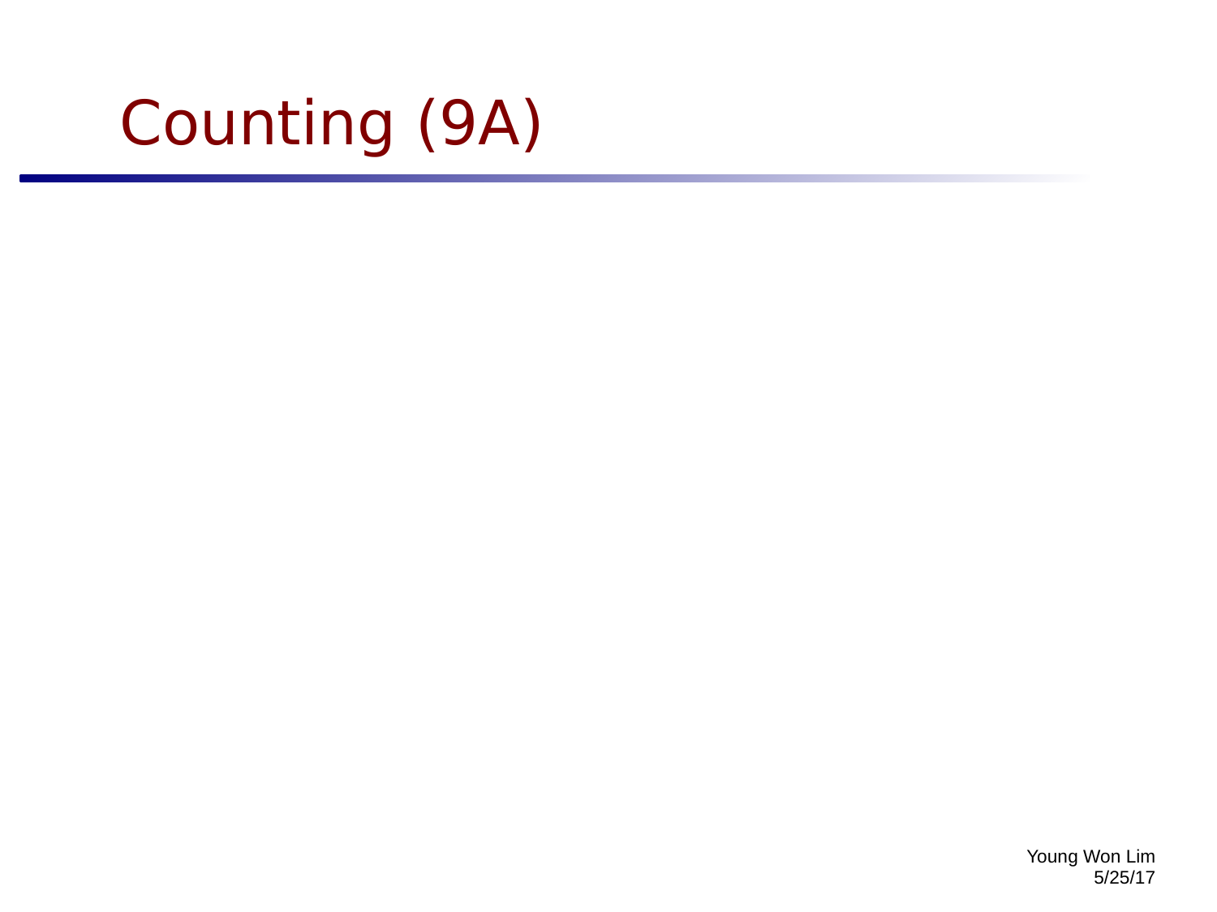# Counting (9A)

Young Won Lim
5/25/17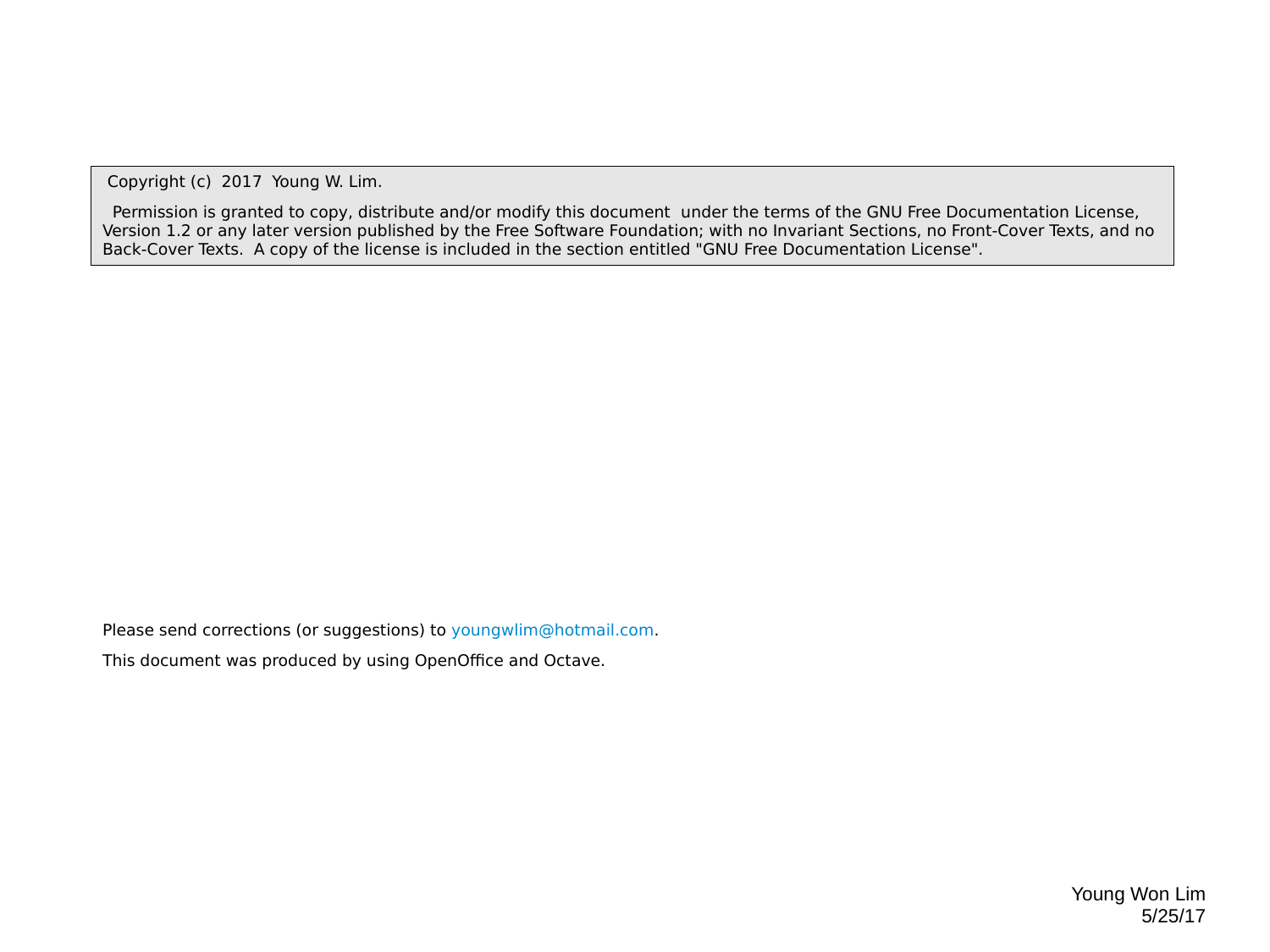Copyright (c) 2017 Young W. Lim.

Permission is granted to copy, distribute and/or modify this document under the terms of the GNU Free Documentation License, Version 1.2 or any later version published by the Free Software Foundation; with no Invariant Sections, no Front-Cover Texts, and no Back-Cover Texts. A copy of the license is included in the section entitled "GNU Free Documentation License".

Please send corrections (or suggestions) to youngwlim@hotmail.com.

This document was produced by using OpenOffice and Octave.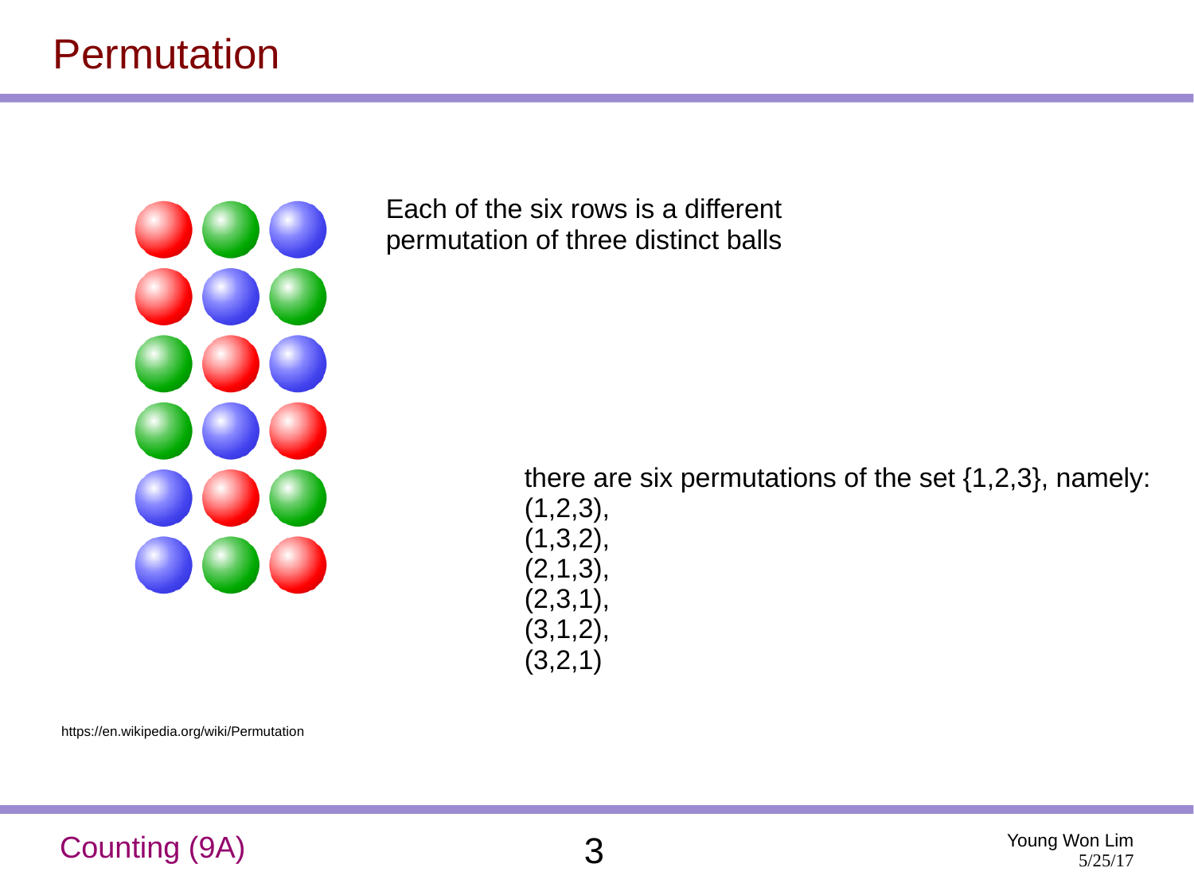# Permutation

Each of the six rows is a different permutation of three distinct balls

there are six permutations of the set {1,2,3}, namely:
(1,2,3),
(1,3,2),
(2,1,3),
(2,3,1),
(3,1,2),
(3,2,1)

https://en.wikipedia.org/wiki/Permutation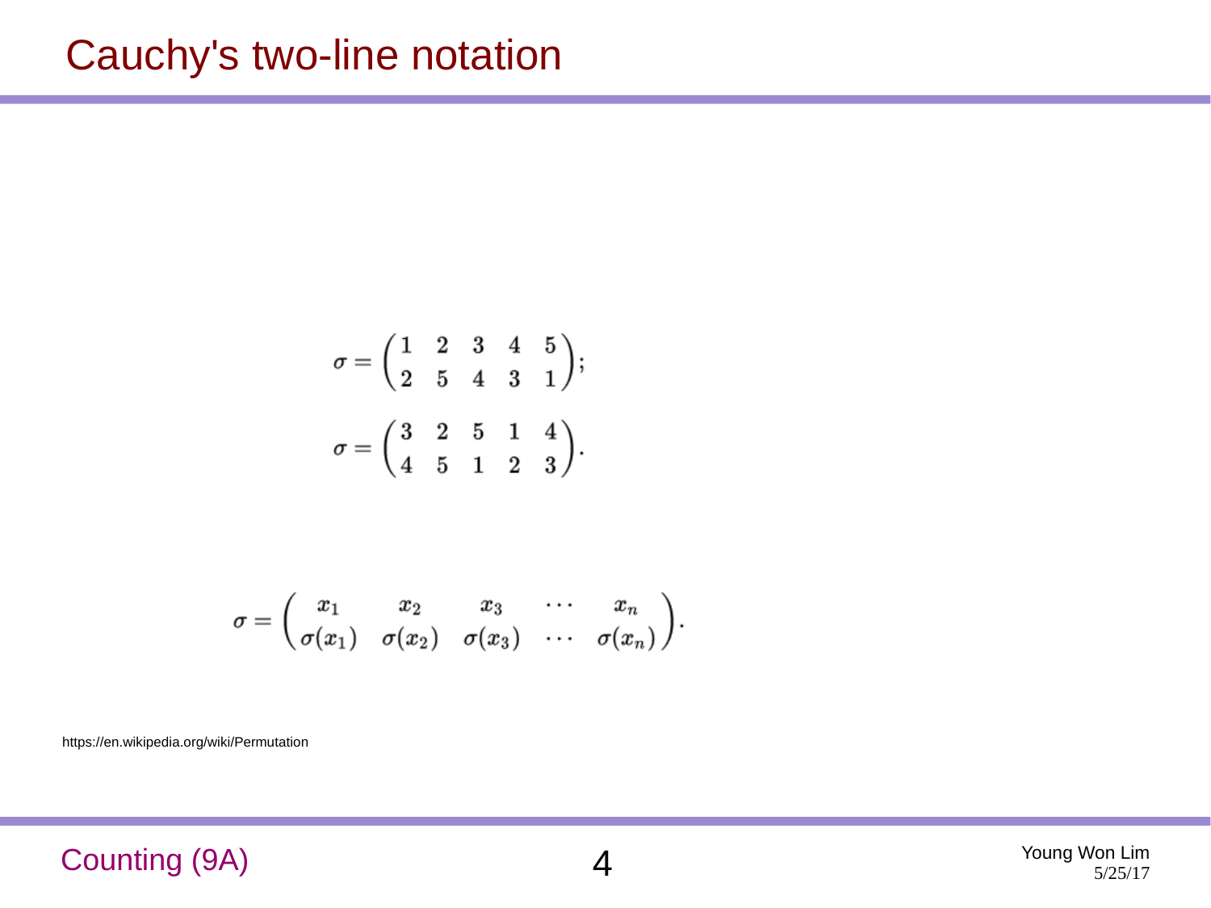# Cauchy's two-line notation

$$\sigma = \begin{pmatrix} 1 & 2 & 3 & 4 & 5 \\ 2 & 5 & 4 & 3 & 1 \end{pmatrix};$$

$$\sigma = \begin{pmatrix} 3 & 2 & 5 & 1 & 4 \\ 4 & 5 & 1 & 2 & 3 \end{pmatrix}.$$

$$\sigma = \begin{pmatrix} x_1 & x_2 & x_3 & \cdots & x_n \\ \sigma(x_1) & \sigma(x_2) & \sigma(x_3) & \cdots & \sigma(x_n) \end{pmatrix}.$$

https://en.wikipedia.org/wiki/Permutation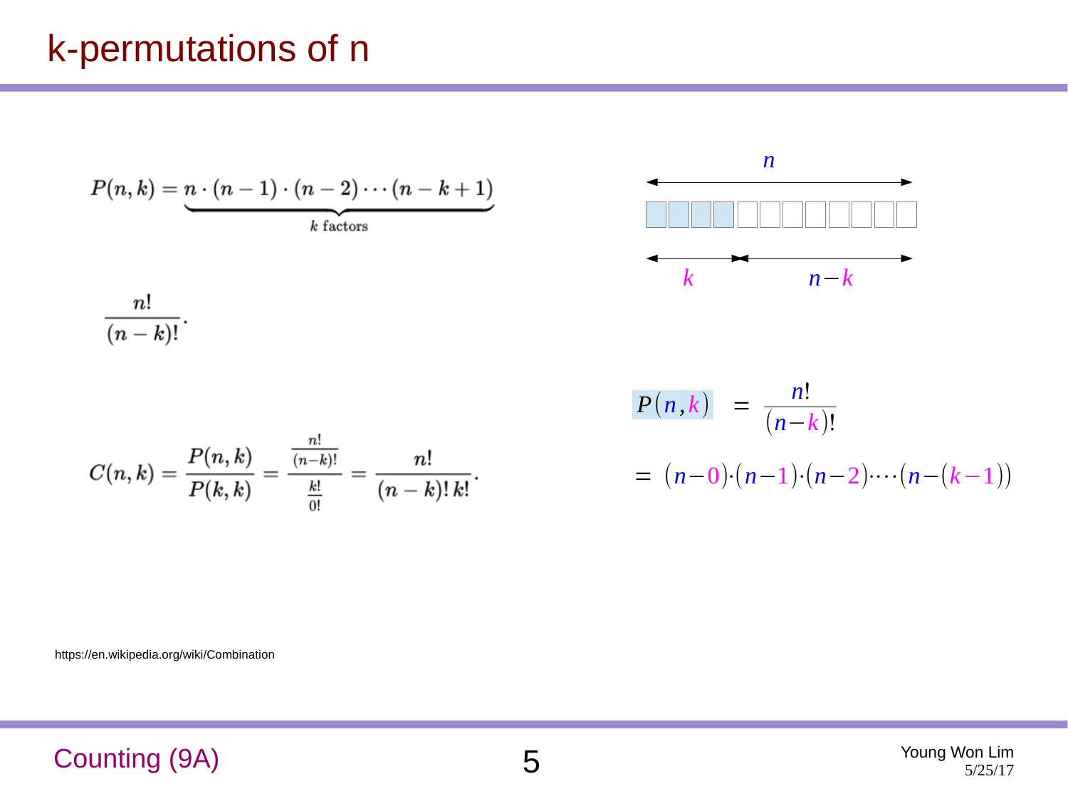# k-permutations of n

$$P(n,k) = \underbrace{n \cdot (n-1) \cdot (n-2) \cdots (n-k+1)}_{k \text{ factors}}$$

$$\frac{n!}{(n-k)!}.$$

$$C(n,k) = \frac{P(n,k)}{P(k,k)} = \frac{\frac{n!}{(n-k)!}}{\frac{k!}{0!}} = \frac{n!}{(n-k)!\,k!}.$$

$n$

$k$ $\quad n-k$

$$P(n,k) = \frac{n!}{(n-k)!}$$

$$= (n-0)\cdot(n-1)\cdot(n-2)\cdots(n-(k-1))$$

https://en.wikipedia.org/wiki/Combination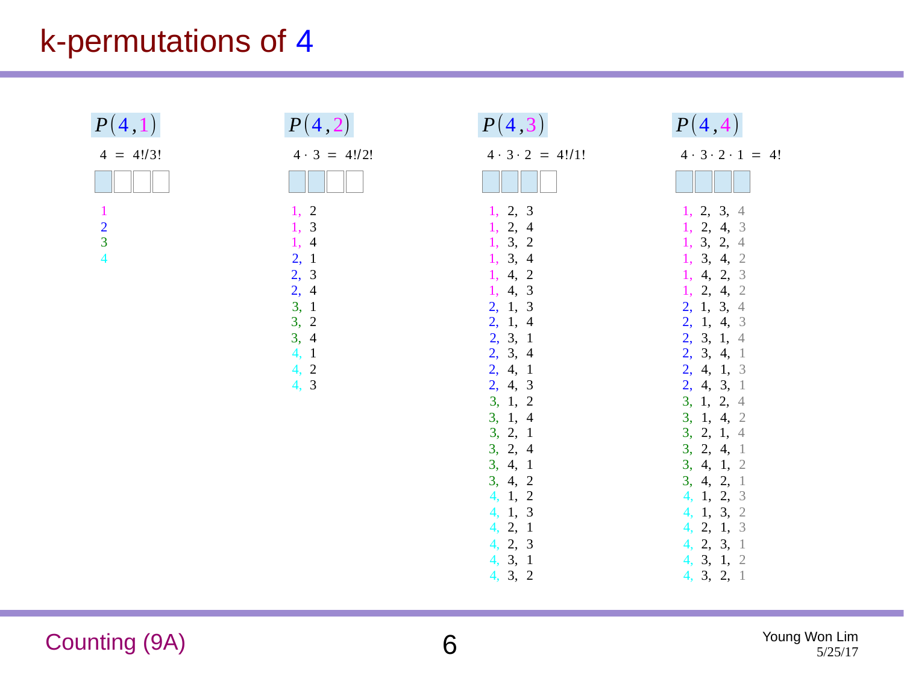# k-permutations of 4

## $P(4,1)$

$4 = 4!/3!$

1
2
3
4

## $P(4,2)$

$4 \cdot 3 = 4!/2!$

1, 2
1, 3
1, 4
2, 1
2, 3
2, 4
3, 1
3, 2
3, 4
4, 1
4, 2
4, 3

## $P(4,3)$

$4 \cdot 3 \cdot 2 = 4!/1!$

1, 2, 3
1, 2, 4
1, 3, 2
1, 3, 4
1, 4, 2
1, 4, 3
2, 1, 3
2, 1, 4
2, 3, 1
2, 3, 4
2, 4, 1
2, 4, 3
3, 1, 2
3, 1, 4
3, 2, 1
3, 2, 4
3, 4, 1
3, 4, 2
4, 1, 2
4, 1, 3
4, 2, 1
4, 2, 3
4, 3, 1
4, 3, 2

## $P(4,4)$

$4 \cdot 3 \cdot 2 \cdot 1 = 4!$

1, 2, 3, 4
1, 2, 4, 3
1, 3, 2, 4
1, 3, 4, 2
1, 4, 2, 3
1, 2, 4, 2
2, 1, 3, 4
2, 1, 4, 3
2, 3, 1, 4
2, 3, 4, 1
2, 4, 1, 3
2, 4, 3, 1
3, 1, 2, 4
3, 1, 4, 2
3, 2, 1, 4
3, 2, 4, 1
3, 4, 1, 2
3, 4, 2, 1
4, 1, 2, 3
4, 1, 3, 2
4, 2, 1, 3
4, 2, 3, 1
4, 3, 1, 2
4, 3, 2, 1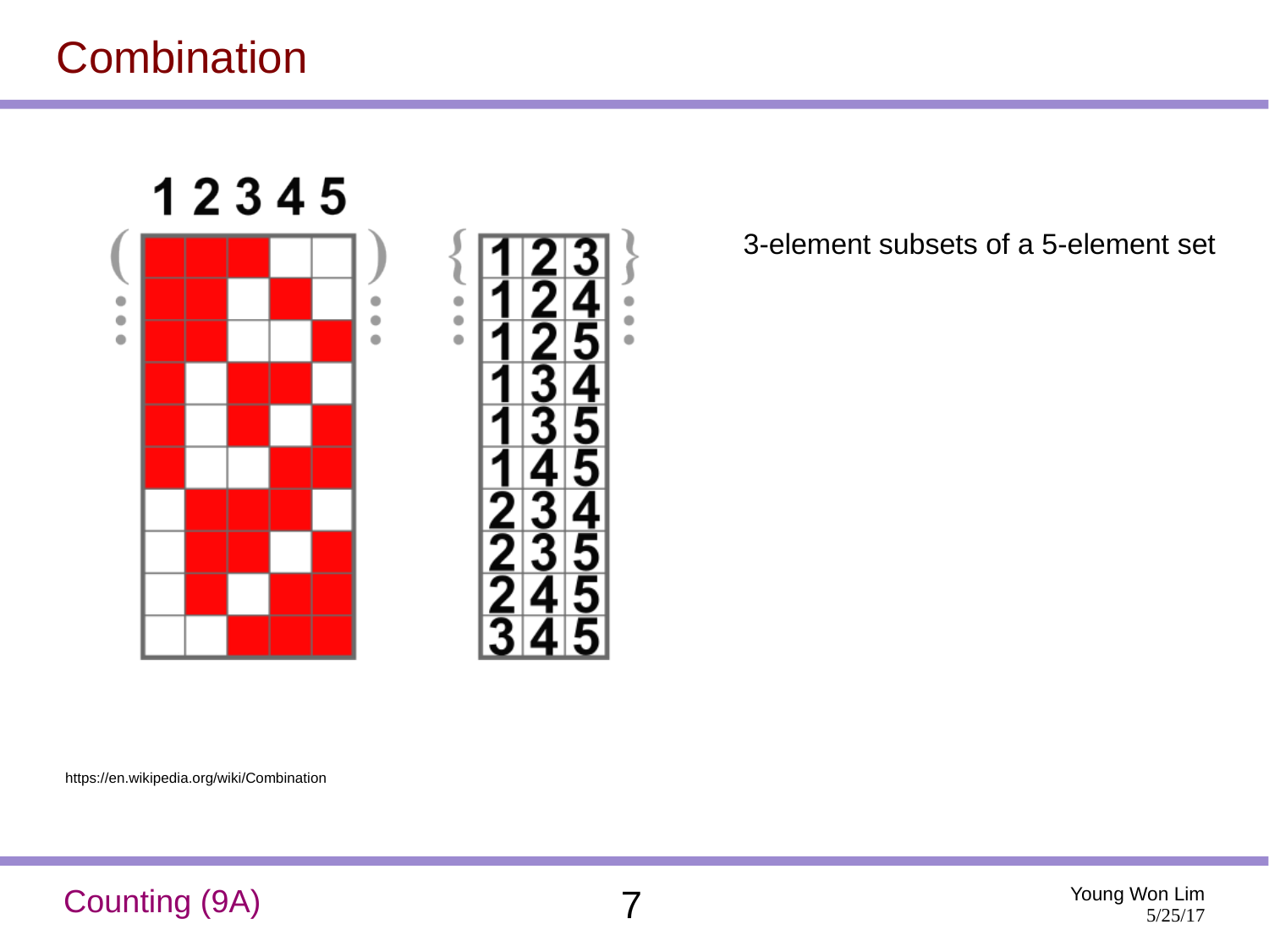# Combination

3-element subsets of a 5-element set

https://en.wikipedia.org/wiki/Combination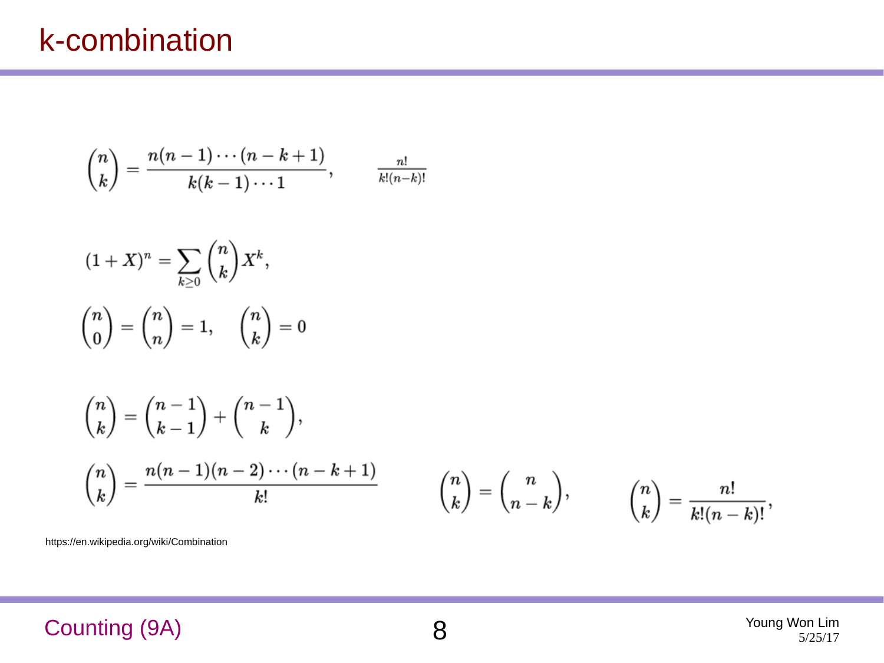# k-combination

$$\binom{n}{k} = \frac{n(n-1)\cdots(n-k+1)}{k(k-1)\cdots 1}, \qquad \frac{n!}{k!(n-k)!}$$

$$(1+X)^n = \sum_{k\geq 0} \binom{n}{k} X^k,$$

$$\binom{n}{0} = \binom{n}{n} = 1, \quad \binom{n}{k} = 0$$

$$\binom{n}{k} = \binom{n-1}{k-1} + \binom{n-1}{k},$$

$$\binom{n}{k} = \frac{n(n-1)(n-2)\cdots(n-k+1)}{k!} \qquad \binom{n}{k} = \binom{n}{n-k}, \qquad \binom{n}{k} = \frac{n!}{k!(n-k)!},$$

https://en.wikipedia.org/wiki/Combination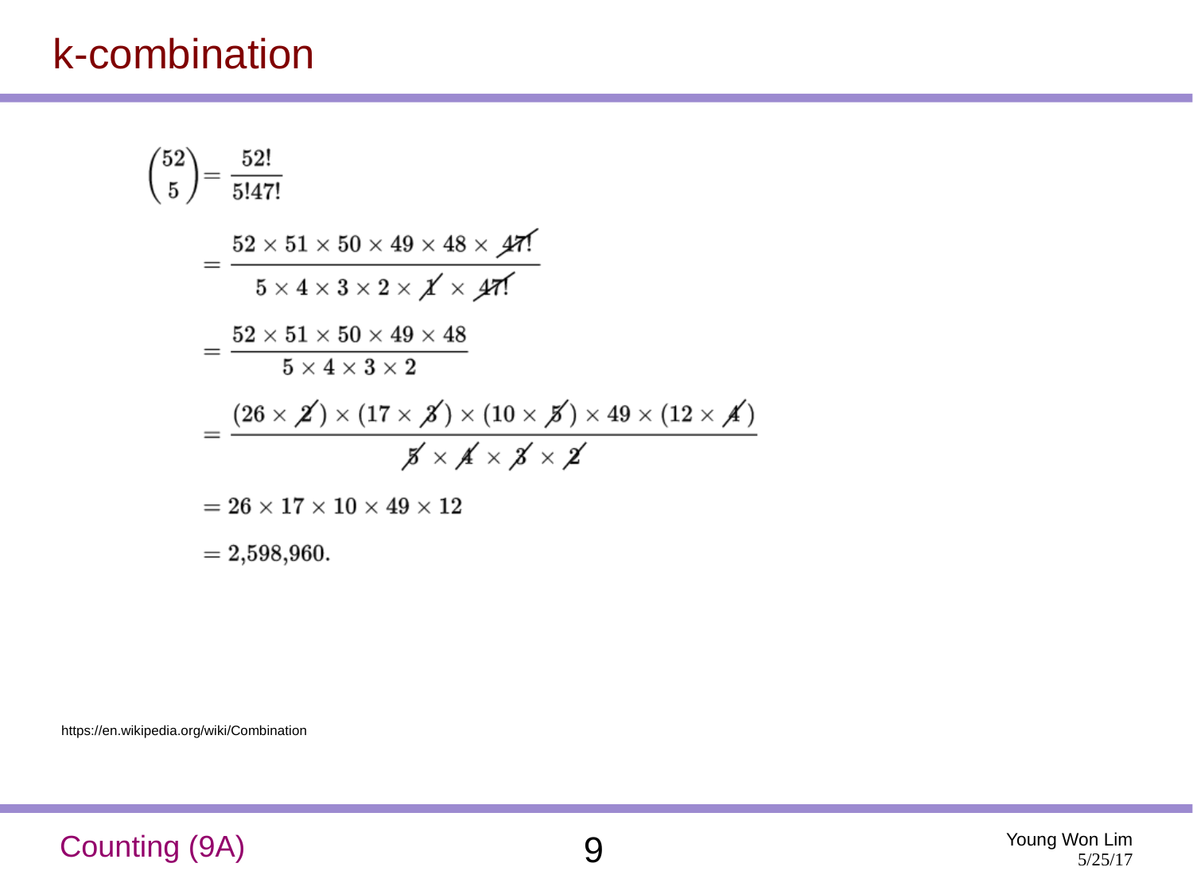# k-combination

$$
\begin{aligned}
\binom{52}{5} &= \frac{52!}{5!47!} \\
&= \frac{52 \times 51 \times 50 \times 49 \times 48 \times \cancel{47!}}{5 \times 4 \times 3 \times 2 \times \cancel{1} \times \cancel{47!}} \\
&= \frac{52 \times 51 \times 50 \times 49 \times 48}{5 \times 4 \times 3 \times 2} \\
&= \frac{(26 \times \cancel{2}) \times (17 \times \cancel{3}) \times (10 \times \cancel{5}) \times 49 \times (12 \times \cancel{4})}{\cancel{5} \times \cancel{4} \times \cancel{3} \times \cancel{2}} \\
&= 26 \times 17 \times 10 \times 49 \times 12 \\
&= 2{,}598{,}960.
\end{aligned}
$$

https://en.wikipedia.org/wiki/Combination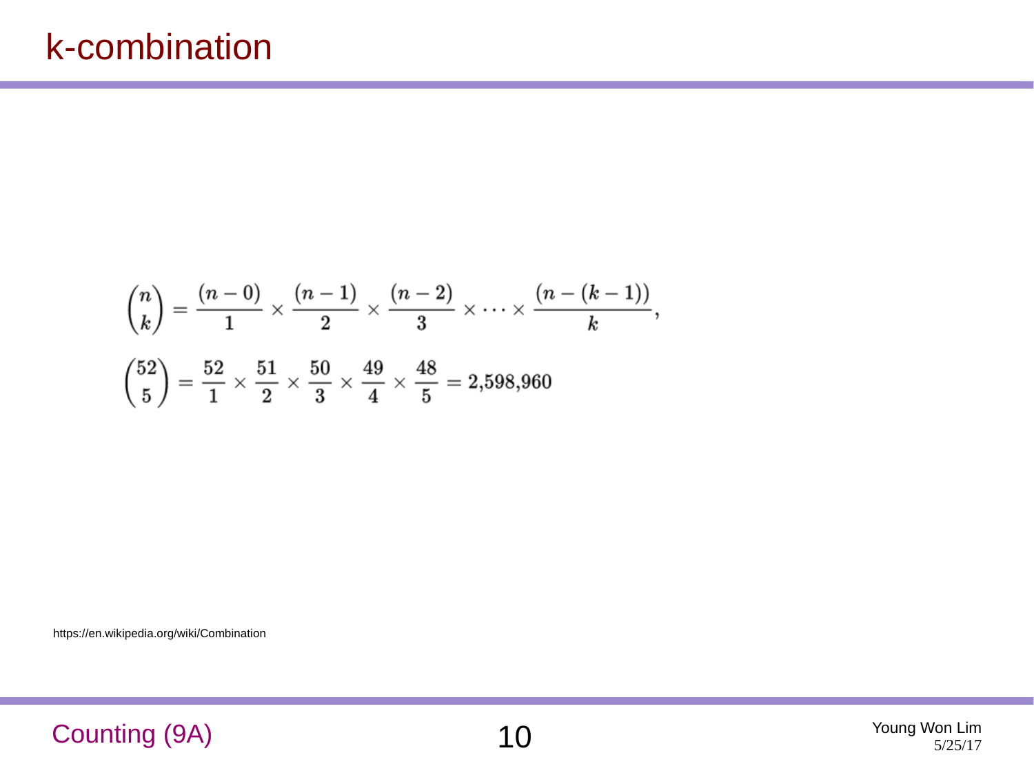# k-combination

$$\binom{n}{k} = \frac{(n-0)}{1} \times \frac{(n-1)}{2} \times \frac{(n-2)}{3} \times \cdots \times \frac{(n-(k-1))}{k},$$

$$\binom{52}{5} = \frac{52}{1} \times \frac{51}{2} \times \frac{50}{3} \times \frac{49}{4} \times \frac{48}{5} = 2{,}598{,}960$$

https://en.wikipedia.org/wiki/Combination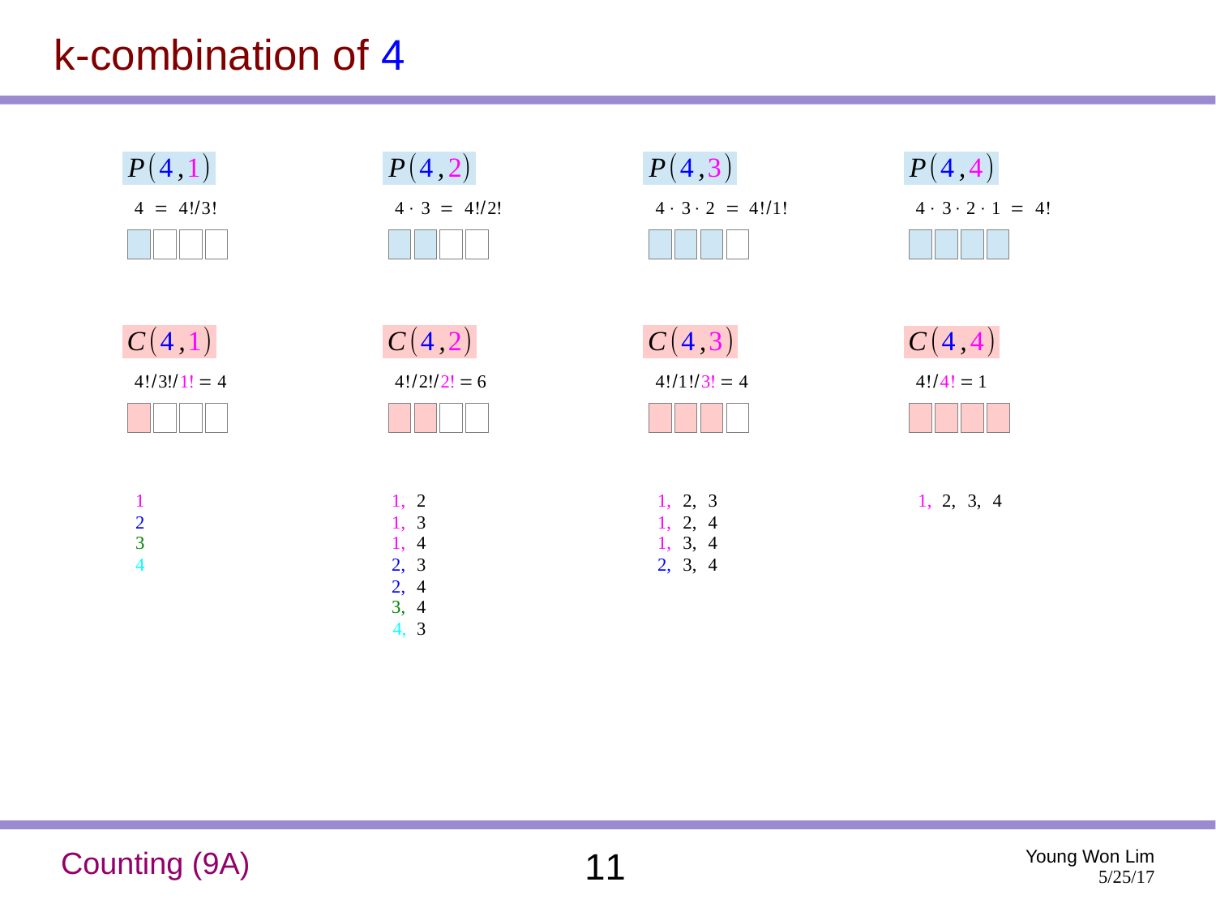# k-combination of 4

| $P(4,1)$ | $P(4,2)$ | $P(4,3)$ | $P(4,4)$ |
|---|---|---|---|
| $4 = 4!/3!$ | $4 \cdot 3 = 4!/2!$ | $4 \cdot 3 \cdot 2 = 4!/1!$ | $4 \cdot 3 \cdot 2 \cdot 1 = 4!$ |

| $C(4,1)$ | $C(4,2)$ | $C(4,3)$ | $C(4,4)$ |
|---|---|---|---|
| $4!/3!/1! = 4$ | $4!/2!/2! = 6$ | $4!/1!/3! = 4$ | $4!/4! = 1$ |
| 1 | 1, 2 | 1, 2, 3 | 1, 2, 3, 4 |
| 2 | 1, 3 | 1, 2, 4 | |
| 3 | 1, 4 | 1, 3, 4 | |
| 4 | 2, 3 | 2, 3, 4 | |
| | 2, 4 | | |
| | 3, 4 | | |
| | 4, 3 | | |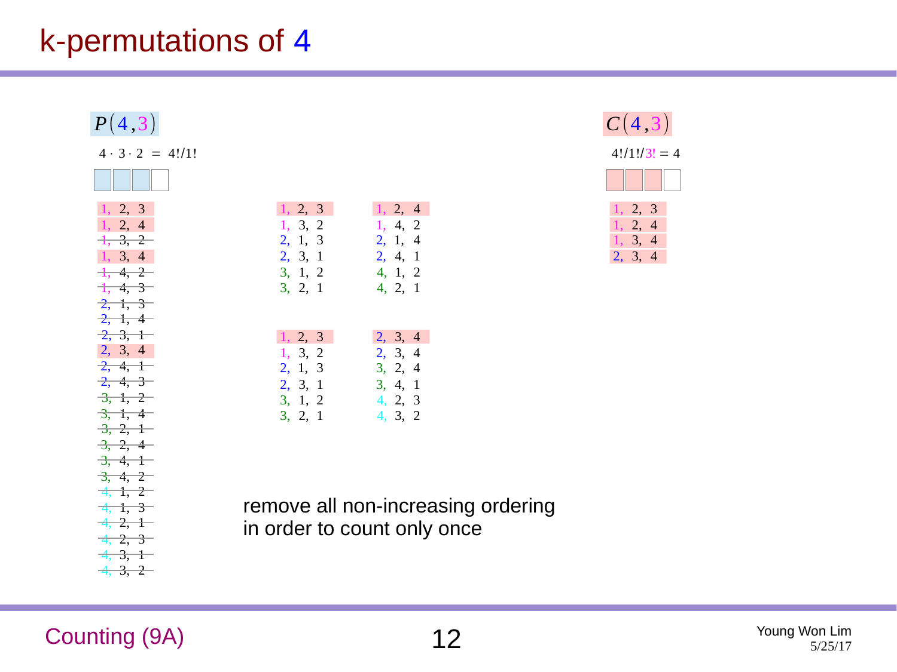# k-permutations of 4

$P(4,3)$

$4 \cdot 3 \cdot 2 = 4!/1!$

1, 2, 3
1, 2, 4
~~1, 3, 2~~
1, 3, 4
~~1, 4, 2~~
~~1, 4, 3~~
~~2, 1, 3~~
~~2, 1, 4~~
~~2, 3, 1~~
2, 3, 4
~~2, 4, 1~~
~~2, 4, 3~~
~~3, 1, 2~~
~~3, 1, 4~~
~~3, 2, 1~~
~~3, 2, 4~~
~~3, 4, 1~~
~~3, 4, 2~~
~~4, 1, 2~~
~~4, 1, 3~~
~~4, 2, 1~~
~~4, 2, 3~~
~~4, 3, 1~~
~~4, 3, 2~~

| | |
|---|---|
| 1, 2, 3 | 1, 2, 4 |
| 1, 3, 2 | 1, 4, 2 |
| 2, 1, 3 | 2, 1, 4 |
| 2, 3, 1 | 2, 4, 1 |
| 3, 1, 2 | 4, 1, 2 |
| 3, 2, 1 | 4, 2, 1 |

| | |
|---|---|
| 1, 2, 3 | 2, 3, 4 |
| 1, 3, 2 | 2, 3, 4 |
| 2, 1, 3 | 3, 2, 4 |
| 2, 3, 1 | 3, 4, 1 |
| 3, 1, 2 | 4, 2, 3 |
| 3, 2, 1 | 4, 3, 2 |

remove all non-increasing ordering in order to count only once

$C(4,3)$

$4!/1!/3! = 4$

1, 2, 3
1, 2, 4
1, 3, 4
2, 3, 4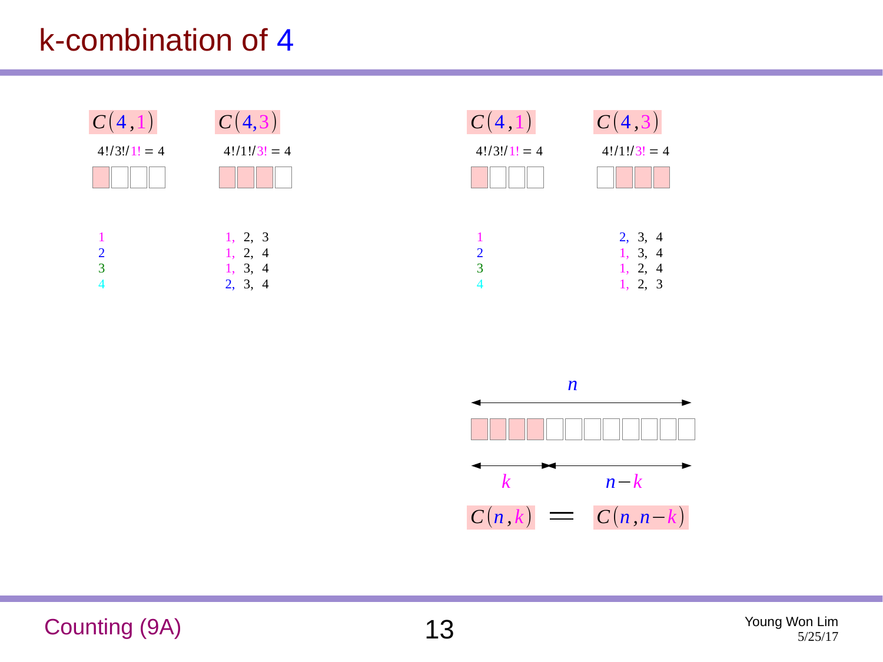# k-combination of 4

$C(4,1)$

$4!/3!/1! = 4$

1
2
3
4

$C(4,3)$

$4!/1!/3! = 4$

1, 2, 3
1, 2, 4
1, 3, 4
2, 3, 4

$C(4,1)$

$4!/3!/1! = 4$

1
2
3
4

$C(4,3)$

$4!/1!/3! = 4$

2, 3, 4
1, 3, 4
1, 2, 4
1, 2, 3

$n$

$k$ $\quad n-k$

$$C(n,k) = C(n,n-k)$$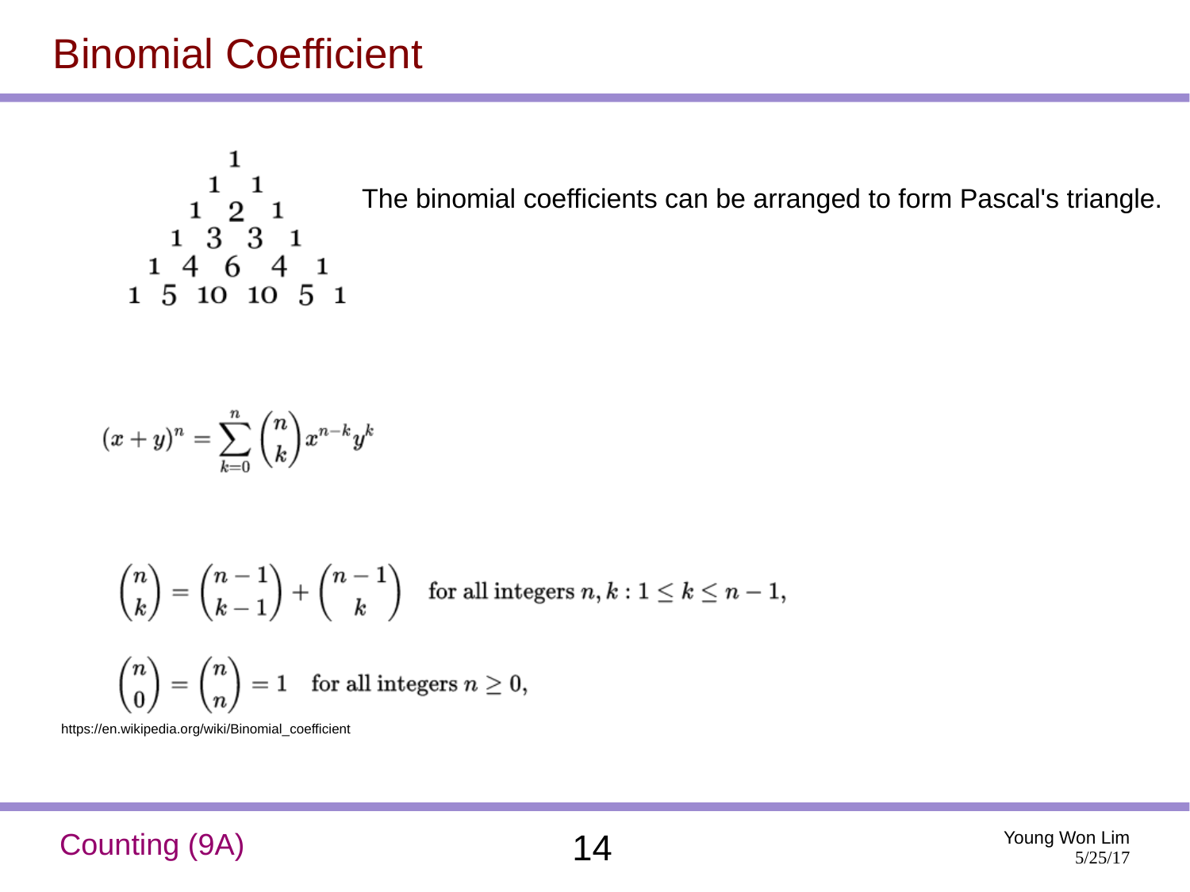# Binomial Coefficient

$$
\begin{array}{ccccccccccc}
 & & & & & 1 & & & & & \\
 & & & & 1 & & 1 & & & & \\
 & & & 1 & & 2 & & 1 & & & \\
 & & 1 & & 3 & & 3 & & 1 & & \\
 & 1 & & 4 & & 6 & & 4 & & 1 & \\
1 & & 5 & & 10 & & 10 & & 5 & & 1
\end{array}
$$

The binomial coefficients can be arranged to form Pascal's triangle.

$$(x+y)^n = \sum_{k=0}^{n} \binom{n}{k} x^{n-k} y^k$$

$$\binom{n}{k} = \binom{n-1}{k-1} + \binom{n-1}{k} \quad \text{for all integers } n, k : 1 \leq k \leq n-1,$$

$$\binom{n}{0} = \binom{n}{n} = 1 \quad \text{for all integers } n \geq 0,$$

https://en.wikipedia.org/wiki/Binomial_coefficient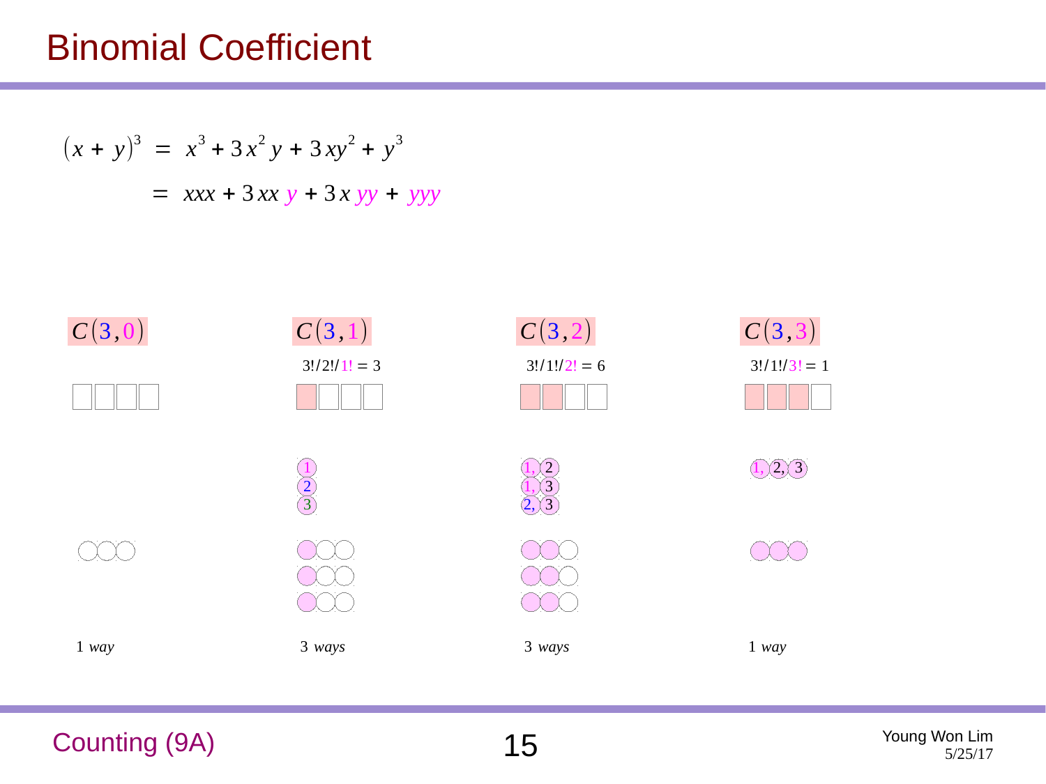# Binomial Coefficient

$$(x + y)^3 = x^3 + 3x^2y + 3xy^2 + y^3$$

$$= xxx + 3xx\,y + 3x\,yy + yyy$$

| $C(3,0)$ | $C(3,1)$ | $C(3,2)$ | $C(3,3)$ |
|---|---|---|---|
| | $3!/2!/1! = 3$ | $3!/1!/2! = 6$ | $3!/1!/3! = 1$ |
| | 1<br>2<br>3 | 1, 2<br>1, 3<br>2, 3 | 1, 2, 3 |
| 1 *way* | 3 *ways* | 3 *ways* | 1 *way* |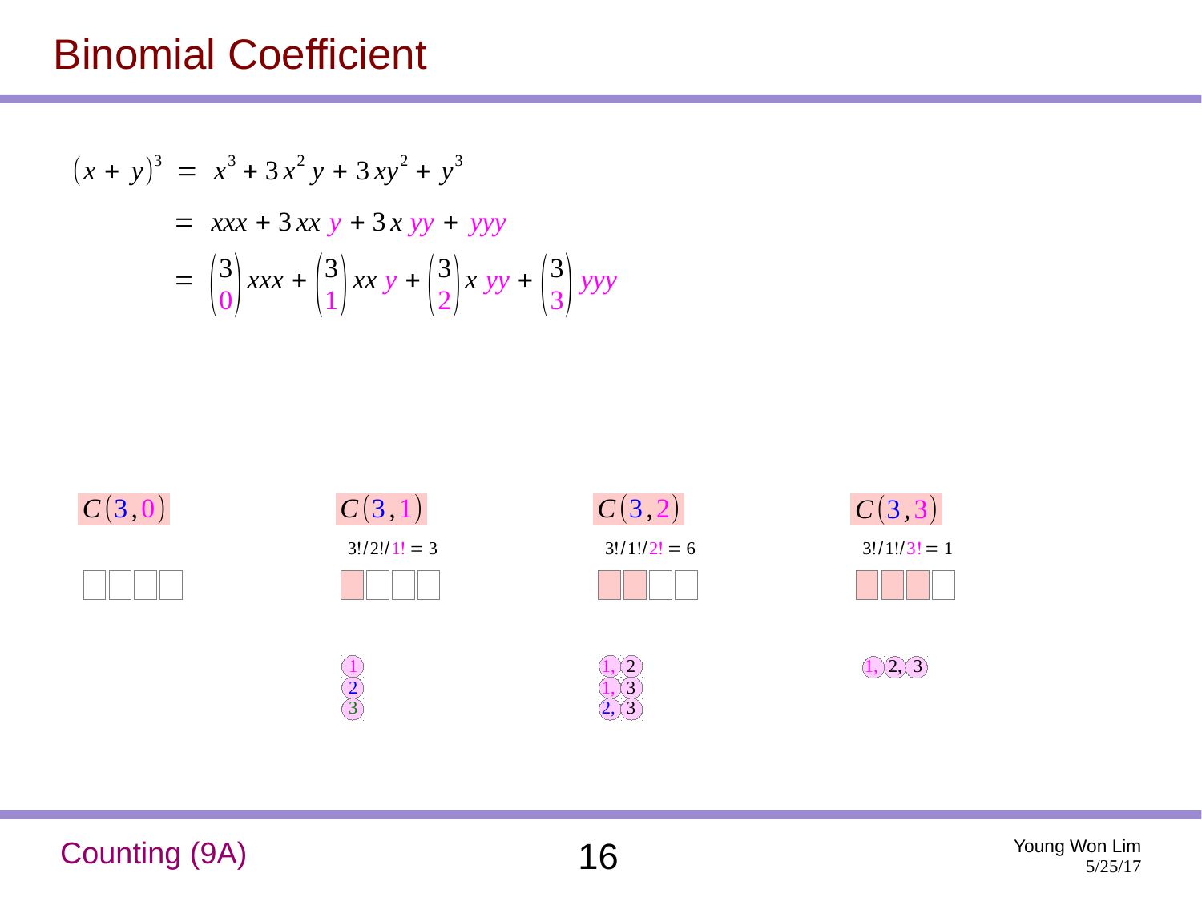# Binomial Coefficient

$$
\begin{aligned}
(x+y)^3 &= x^3 + 3x^2y + 3xy^2 + y^3 \\
&= xxx + 3\,xx\,y + 3\,x\,yy + yyy \\
&= \binom{3}{0} xxx + \binom{3}{1} xx\,y + \binom{3}{2} x\,yy + \binom{3}{3} yyy
\end{aligned}
$$

| $C(3,0)$ | $C(3,1)$ | $C(3,2)$ | $C(3,3)$ |
|---|---|---|---|
| | $3!/2!/1! = 3$ | $3!/1!/2! = 6$ | $3!/1!/3! = 1$ |
| | 1 | 1, 2 | 1, 2, 3 |
| | 2 | 1, 3 | |
| | 3 | 2, 3 | |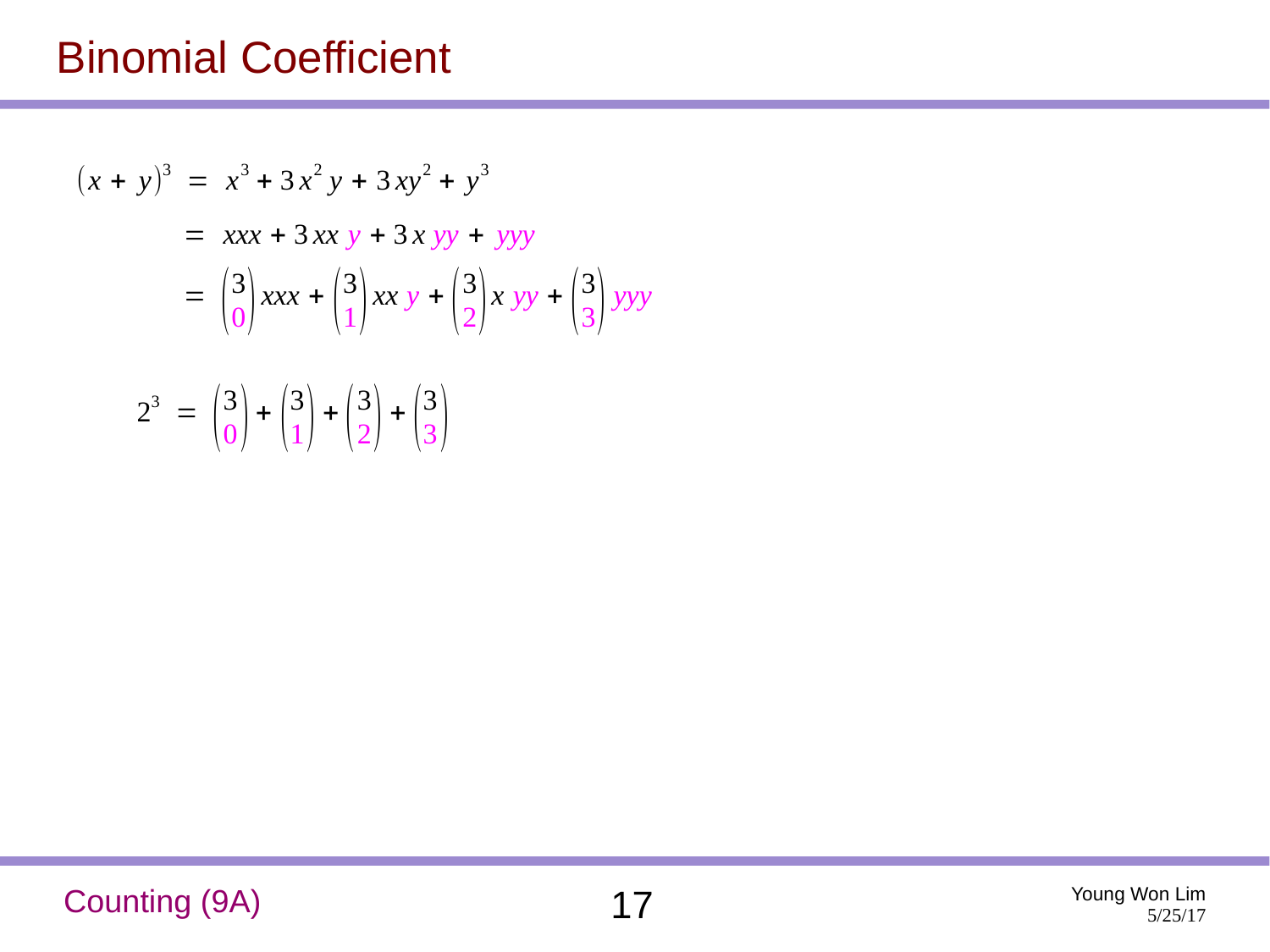# Binomial Coefficient

$$
\begin{aligned}
(x+y)^3 &= x^3 + 3x^2y + 3xy^2 + y^3 \\
&= xxx + 3\,xx\,y + 3\,x\,yy + yyy \\
&= \binom{3}{0} xxx + \binom{3}{1} xx\,y + \binom{3}{2} x\,yy + \binom{3}{3} yyy
\end{aligned}
$$

$$
2^3 = \binom{3}{0} + \binom{3}{1} + \binom{3}{2} + \binom{3}{3}
$$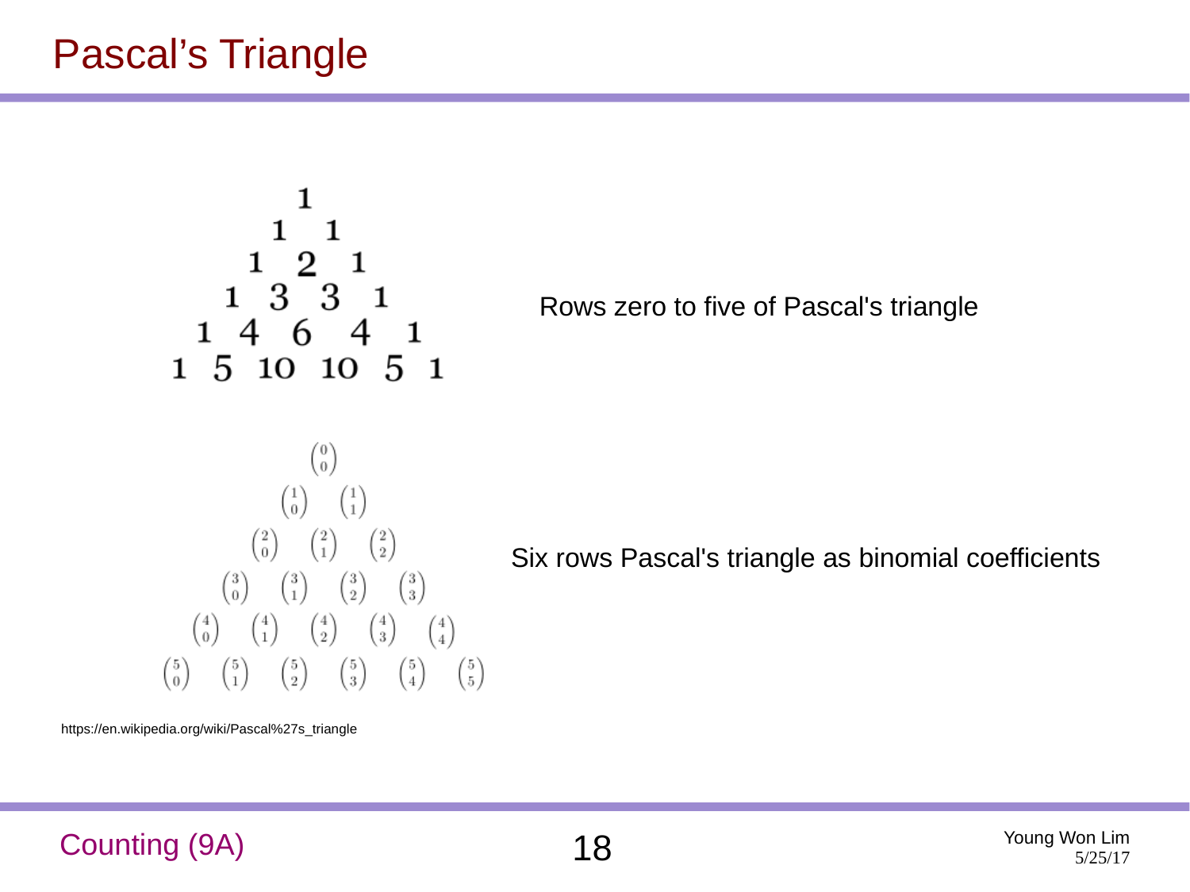# Pascal's Triangle

$$
\begin{array}{ccccccccccc}
 & & & & & 1 & & & & & \\
 & & & & 1 & & 1 & & & & \\
 & & & 1 & & 2 & & 1 & & & \\
 & & 1 & & 3 & & 3 & & 1 & & \\
 & 1 & & 4 & & 6 & & 4 & & 1 & \\
1 & & 5 & & 10 & & 10 & & 5 & & 1
\end{array}
$$

Rows zero to five of Pascal's triangle

$$
\begin{array}{ccccccccccc}
 & & & & & \binom{0}{0} & & & & & \\
 & & & & \binom{1}{0} & & \binom{1}{1} & & & & \\
 & & & \binom{2}{0} & & \binom{2}{1} & & \binom{2}{2} & & & \\
 & & \binom{3}{0} & & \binom{3}{1} & & \binom{3}{2} & & \binom{3}{3} & & \\
 & \binom{4}{0} & & \binom{4}{1} & & \binom{4}{2} & & \binom{4}{3} & & \binom{4}{4} & \\
\binom{5}{0} & & \binom{5}{1} & & \binom{5}{2} & & \binom{5}{3} & & \binom{5}{4} & & \binom{5}{5}
\end{array}
$$

Six rows Pascal's triangle as binomial coefficients

https://en.wikipedia.org/wiki/Pascal%27s_triangle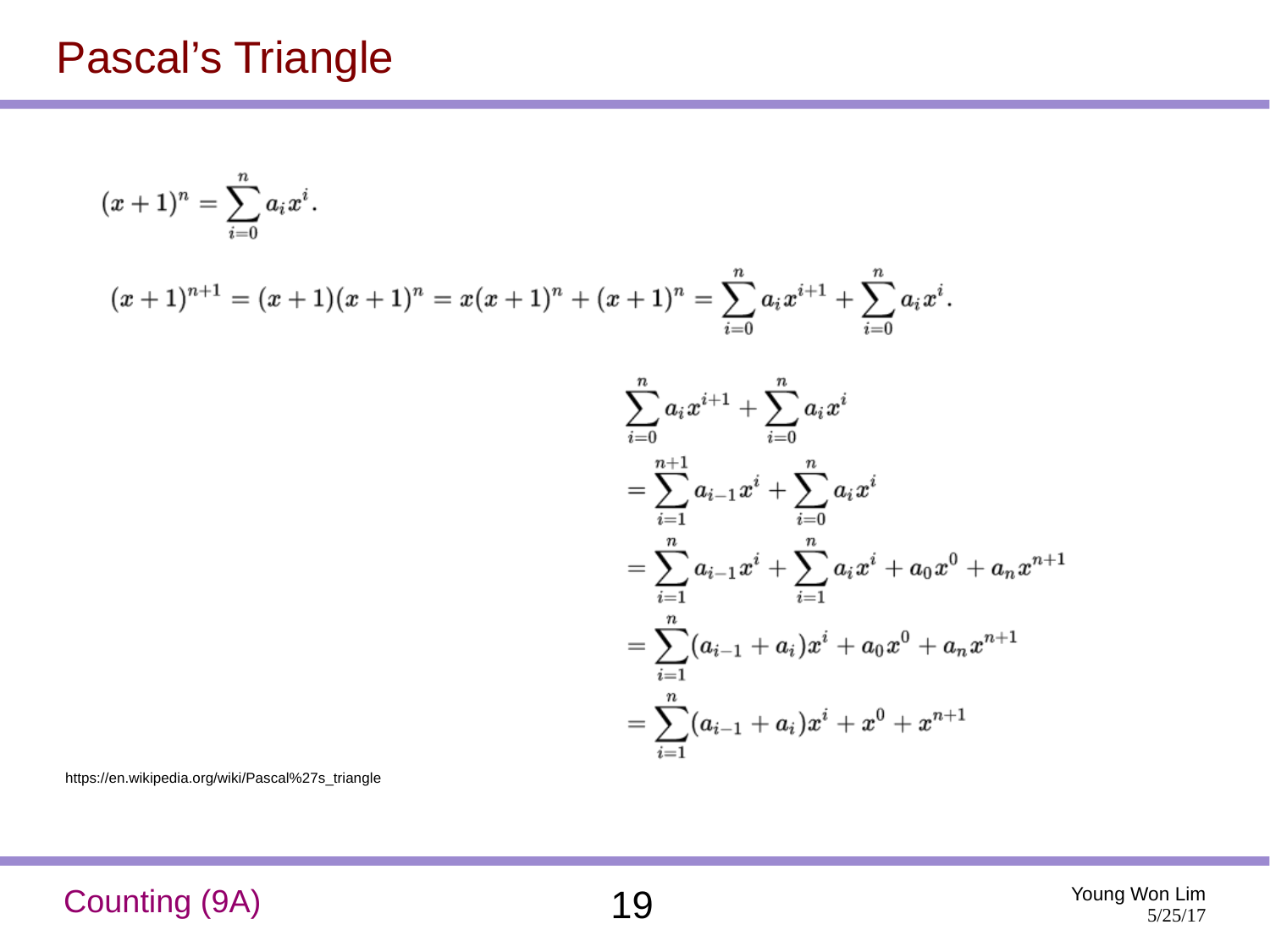# Pascal's Triangle

$$(x+1)^n = \sum_{i=0}^{n} a_i x^i.$$

$$(x+1)^{n+1} = (x+1)(x+1)^n = x(x+1)^n + (x+1)^n = \sum_{i=0}^{n} a_i x^{i+1} + \sum_{i=0}^{n} a_i x^i.$$

$$\begin{aligned}
&\sum_{i=0}^{n} a_i x^{i+1} + \sum_{i=0}^{n} a_i x^i \\
&= \sum_{i=1}^{n+1} a_{i-1} x^i + \sum_{i=0}^{n} a_i x^i \\
&= \sum_{i=1}^{n} a_{i-1} x^i + \sum_{i=1}^{n} a_i x^i + a_0 x^0 + a_n x^{n+1} \\
&= \sum_{i=1}^{n} (a_{i-1} + a_i) x^i + a_0 x^0 + a_n x^{n+1} \\
&= \sum_{i=1}^{n} (a_{i-1} + a_i) x^i + x^0 + x^{n+1}
\end{aligned}$$

https://en.wikipedia.org/wiki/Pascal%27s_triangle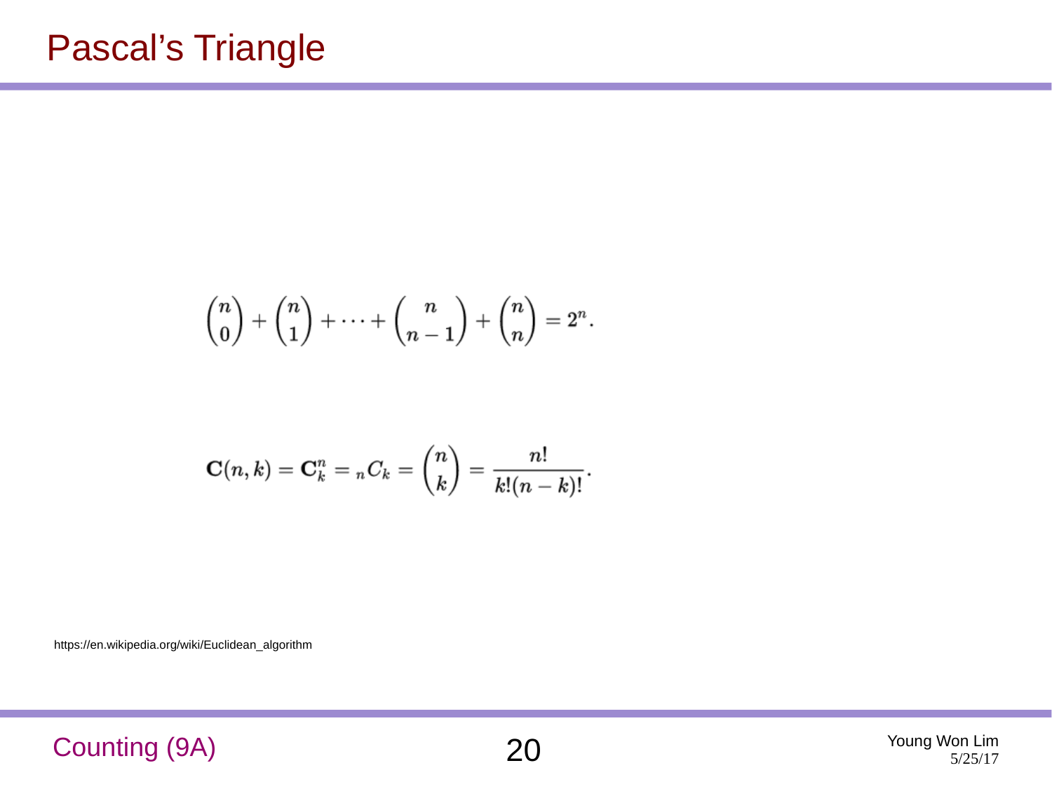# Pascal's Triangle

$$\binom{n}{0} + \binom{n}{1} + \cdots + \binom{n}{n-1} + \binom{n}{n} = 2^n.$$

$$\mathbf{C}(n,k) = \mathbf{C}_k^n = {}_nC_k = \binom{n}{k} = \frac{n!}{k!(n-k)!}.$$

https://en.wikipedia.org/wiki/Euclidean_algorithm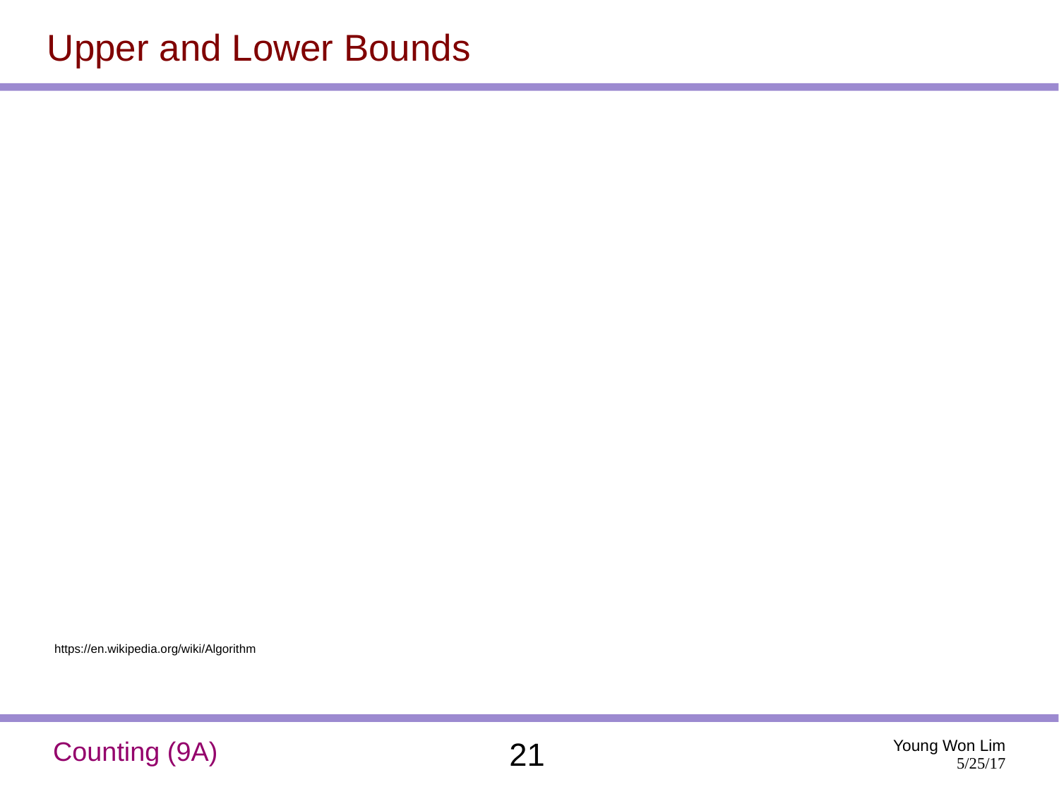# Upper and Lower Bounds

https://en.wikipedia.org/wiki/Algorithm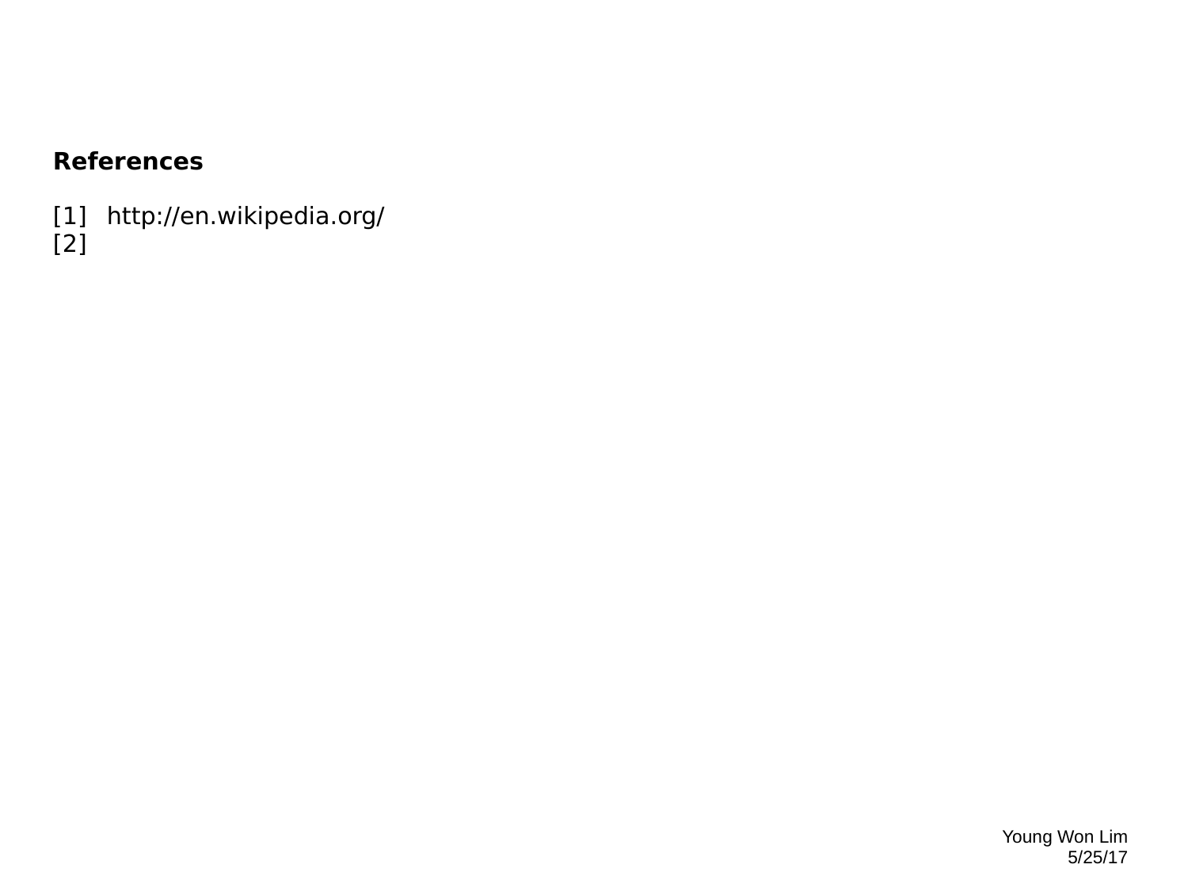**References**

[1] http://en.wikipedia.org/
[2]